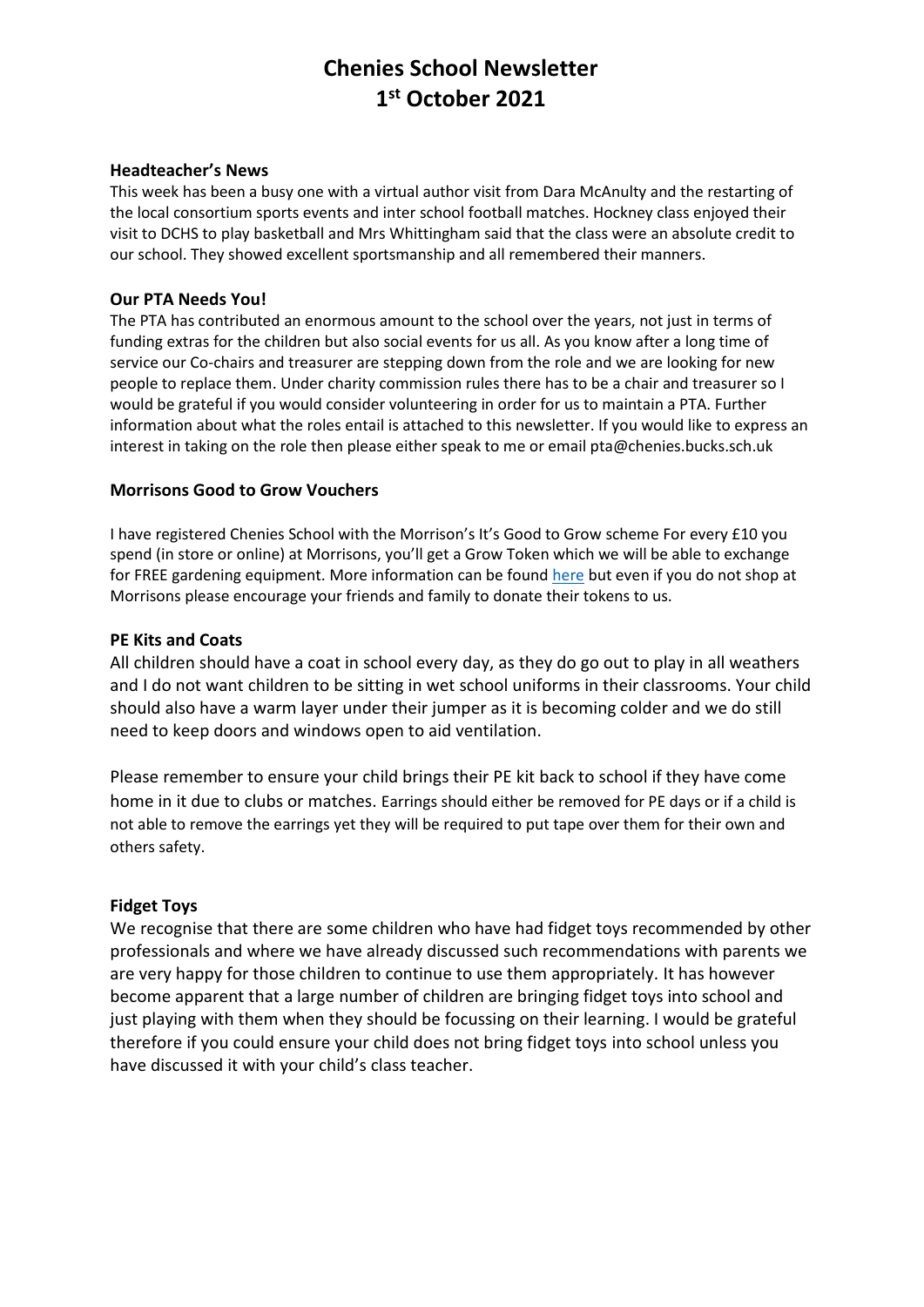# Chenies School Newsletter
# 1st October 2021

**Headteacher's News**

This week has been a busy one with a virtual author visit from Dara McAnulty and the restarting of the local consortium sports events and inter school football matches. Hockney class enjoyed their visit to DCHS to play basketball and Mrs Whittingham said that the class were an absolute credit to our school. They showed excellent sportsmanship and all remembered their manners.

**Our PTA Needs You!**

The PTA has contributed an enormous amount to the school over the years, not just in terms of funding extras for the children but also social events for us all. As you know after a long time of service our Co-chairs and treasurer are stepping down from the role and we are looking for new people to replace them. Under charity commission rules there has to be a chair and treasurer so I would be grateful if you would consider volunteering in order for us to maintain a PTA. Further information about what the roles entail is attached to this newsletter. If you would like to express an interest in taking on the role then please either speak to me or email pta@chenies.bucks.sch.uk

**Morrisons Good to Grow Vouchers**

I have registered Chenies School with the Morrison's It's Good to Grow scheme For every £10 you spend (in store or online) at Morrisons, you'll get a Grow Token which we will be able to exchange for FREE gardening equipment. More information can be found here but even if you do not shop at Morrisons please encourage your friends and family to donate their tokens to us.

**PE Kits and Coats**

All children should have a coat in school every day, as they do go out to play in all weathers and I do not want children to be sitting in wet school uniforms in their classrooms. Your child should also have a warm layer under their jumper as it is becoming colder and we do still need to keep doors and windows open to aid ventilation.

Please remember to ensure your child brings their PE kit back to school if they have come home in it due to clubs or matches. Earrings should either be removed for PE days or if a child is not able to remove the earrings yet they will be required to put tape over them for their own and others safety.

**Fidget Toys**

We recognise that there are some children who have had fidget toys recommended by other professionals and where we have already discussed such recommendations with parents we are very happy for those children to continue to use them appropriately. It has however become apparent that a large number of children are bringing fidget toys into school and just playing with them when they should be focussing on their learning. I would be grateful therefore if you could ensure your child does not bring fidget toys into school unless you have discussed it with your child's class teacher.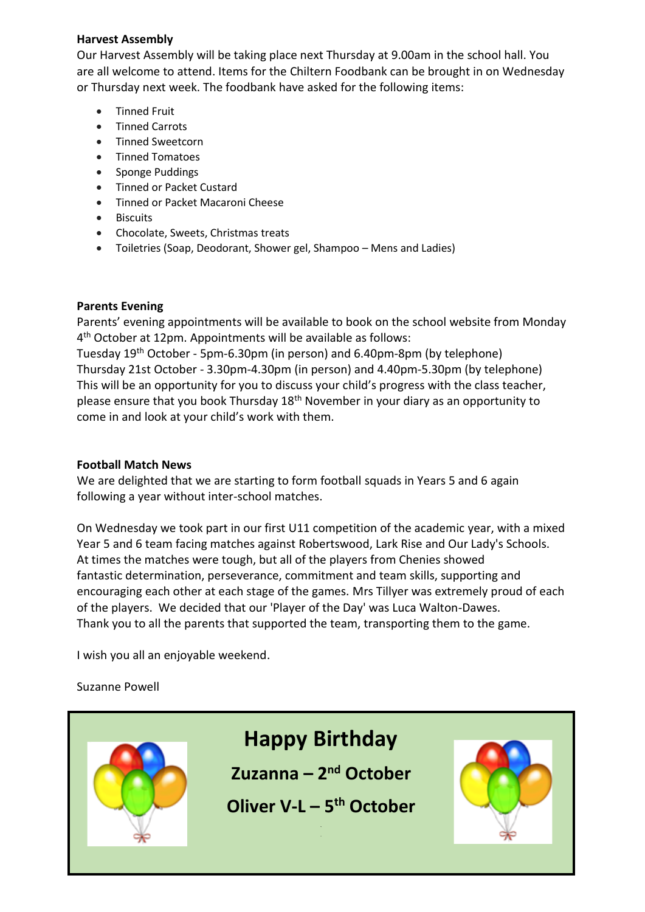**Harvest Assembly**

Our Harvest Assembly will be taking place next Thursday at 9.00am in the school hall. You are all welcome to attend. Items for the Chiltern Foodbank can be brought in on Wednesday or Thursday next week. The foodbank have asked for the following items:

- Tinned Fruit
- Tinned Carrots
- Tinned Sweetcorn
- Tinned Tomatoes
- Sponge Puddings
- Tinned or Packet Custard
- Tinned or Packet Macaroni Cheese
- Biscuits
- Chocolate, Sweets, Christmas treats
- Toiletries (Soap, Deodorant, Shower gel, Shampoo – Mens and Ladies)

**Parents Evening**

Parents' evening appointments will be available to book on the school website from Monday 4th October at 12pm. Appointments will be available as follows:
Tuesday 19th October - 5pm-6.30pm (in person) and 6.40pm-8pm (by telephone)
Thursday 21st October - 3.30pm-4.30pm (in person) and 4.40pm-5.30pm (by telephone)
This will be an opportunity for you to discuss your child's progress with the class teacher, please ensure that you book Thursday 18th November in your diary as an opportunity to come in and look at your child's work with them.

**Football Match News**

We are delighted that we are starting to form football squads in Years 5 and 6 again following a year without inter-school matches.

On Wednesday we took part in our first U11 competition of the academic year, with a mixed Year 5 and 6 team facing matches against Robertswood, Lark Rise and Our Lady's Schools. At times the matches were tough, but all of the players from Chenies showed fantastic determination, perseverance, commitment and team skills, supporting and encouraging each other at each stage of the games. Mrs Tillyer was extremely proud of each of the players. We decided that our 'Player of the Day' was Luca Walton-Dawes.
Thank you to all the parents that supported the team, transporting them to the game.

I wish you all an enjoyable weekend.

Suzanne Powell

**Happy Birthday**

**Zuzanna – 2nd October**

**Oliver V-L – 5th October**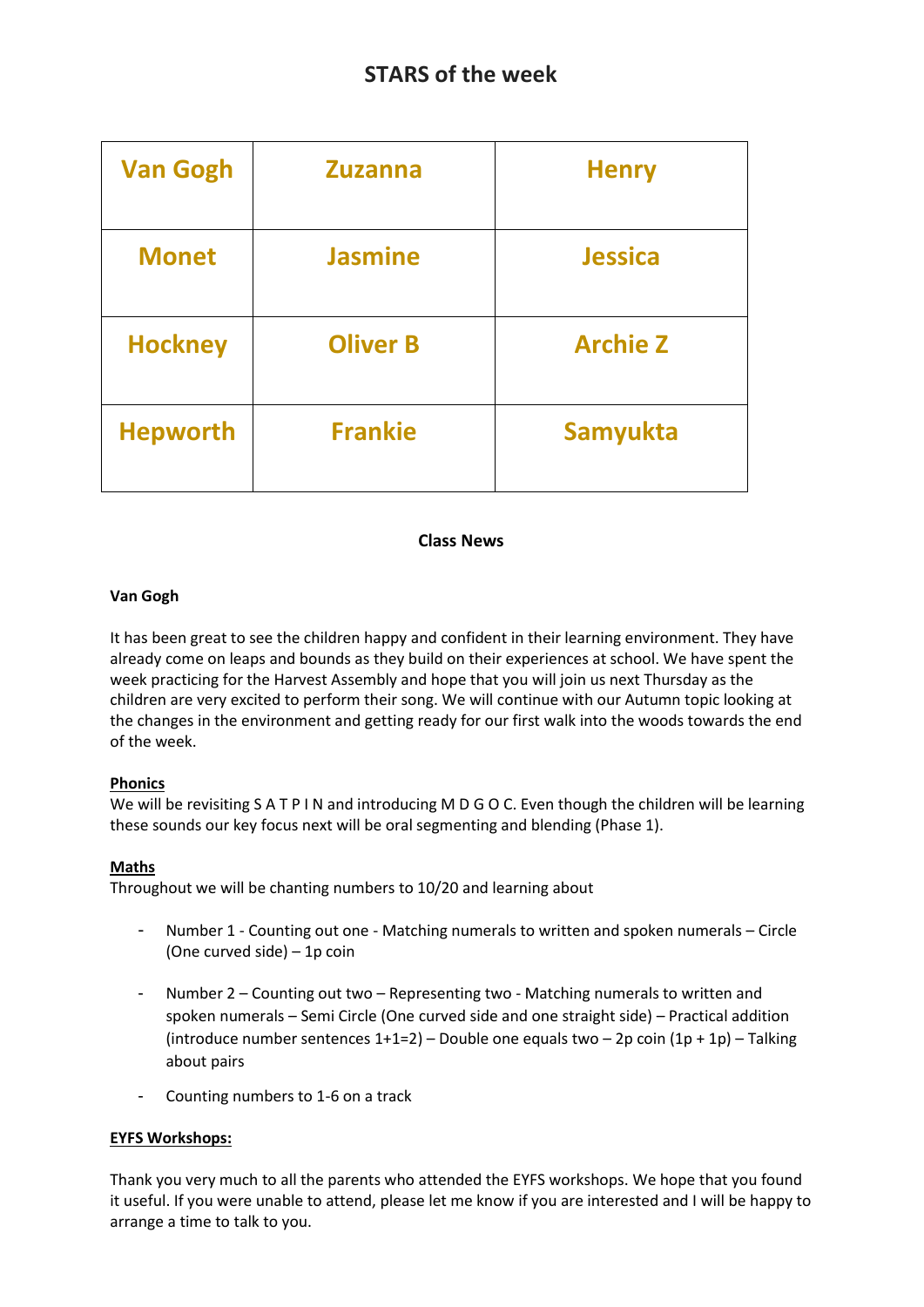# STARS of the week

| Van Gogh | Zuzanna | Henry |
|---|---|---|
| Monet | Jasmine | Jessica |
| Hockney | Oliver B | Archie Z |
| Hepworth | Frankie | Samyukta |

**Class News**

**Van Gogh**

It has been great to see the children happy and confident in their learning environment. They have already come on leaps and bounds as they build on their experiences at school. We have spent the week practicing for the Harvest Assembly and hope that you will join us next Thursday as the children are very excited to perform their song. We will continue with our Autumn topic looking at the changes in the environment and getting ready for our first walk into the woods towards the end of the week.

**Phonics**

We will be revisiting S A T P I N and introducing M D G O C. Even though the children will be learning these sounds our key focus next will be oral segmenting and blending (Phase 1).

**Maths**

Throughout we will be chanting numbers to 10/20 and learning about

- Number 1 - Counting out one - Matching numerals to written and spoken numerals – Circle (One curved side) – 1p coin
- Number 2 – Counting out two – Representing two - Matching numerals to written and spoken numerals – Semi Circle (One curved side and one straight side) – Practical addition (introduce number sentences 1+1=2) – Double one equals two – 2p coin (1p + 1p) – Talking about pairs
- Counting numbers to 1-6 on a track

**EYFS Workshops:**

Thank you very much to all the parents who attended the EYFS workshops. We hope that you found it useful. If you were unable to attend, please let me know if you are interested and I will be happy to arrange a time to talk to you.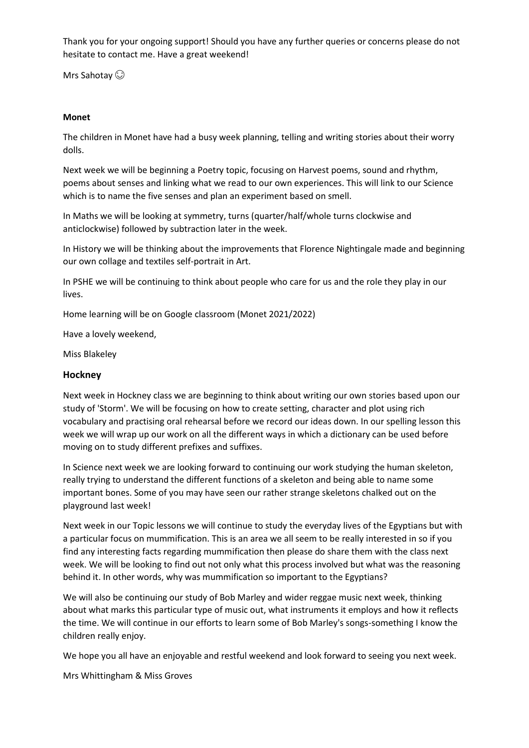Thank you for your ongoing support! Should you have any further queries or concerns please do not hesitate to contact me. Have a great weekend!

Mrs Sahotay ☺

**Monet**

The children in Monet have had a busy week planning, telling and writing stories about their worry dolls.

Next week we will be beginning a Poetry topic, focusing on Harvest poems, sound and rhythm, poems about senses and linking what we read to our own experiences. This will link to our Science which is to name the five senses and plan an experiment based on smell.

In Maths we will be looking at symmetry, turns (quarter/half/whole turns clockwise and anticlockwise) followed by subtraction later in the week.

In History we will be thinking about the improvements that Florence Nightingale made and beginning our own collage and textiles self-portrait in Art.

In PSHE we will be continuing to think about people who care for us and the role they play in our lives.

Home learning will be on Google classroom (Monet 2021/2022)

Have a lovely weekend,

Miss Blakeley

## Hockney

Next week in Hockney class we are beginning to think about writing our own stories based upon our study of 'Storm'. We will be focusing on how to create setting, character and plot using rich vocabulary and practising oral rehearsal before we record our ideas down. In our spelling lesson this week we will wrap up our work on all the different ways in which a dictionary can be used before moving on to study different prefixes and suffixes.

In Science next week we are looking forward to continuing our work studying the human skeleton, really trying to understand the different functions of a skeleton and being able to name some important bones. Some of you may have seen our rather strange skeletons chalked out on the playground last week!

Next week in our Topic lessons we will continue to study the everyday lives of the Egyptians but with a particular focus on mummification. This is an area we all seem to be really interested in so if you find any interesting facts regarding mummification then please do share them with the class next week. We will be looking to find out not only what this process involved but what was the reasoning behind it. In other words, why was mummification so important to the Egyptians?

We will also be continuing our study of Bob Marley and wider reggae music next week, thinking about what marks this particular type of music out, what instruments it employs and how it reflects the time. We will continue in our efforts to learn some of Bob Marley's songs-something I know the children really enjoy.

We hope you all have an enjoyable and restful weekend and look forward to seeing you next week.

Mrs Whittingham & Miss Groves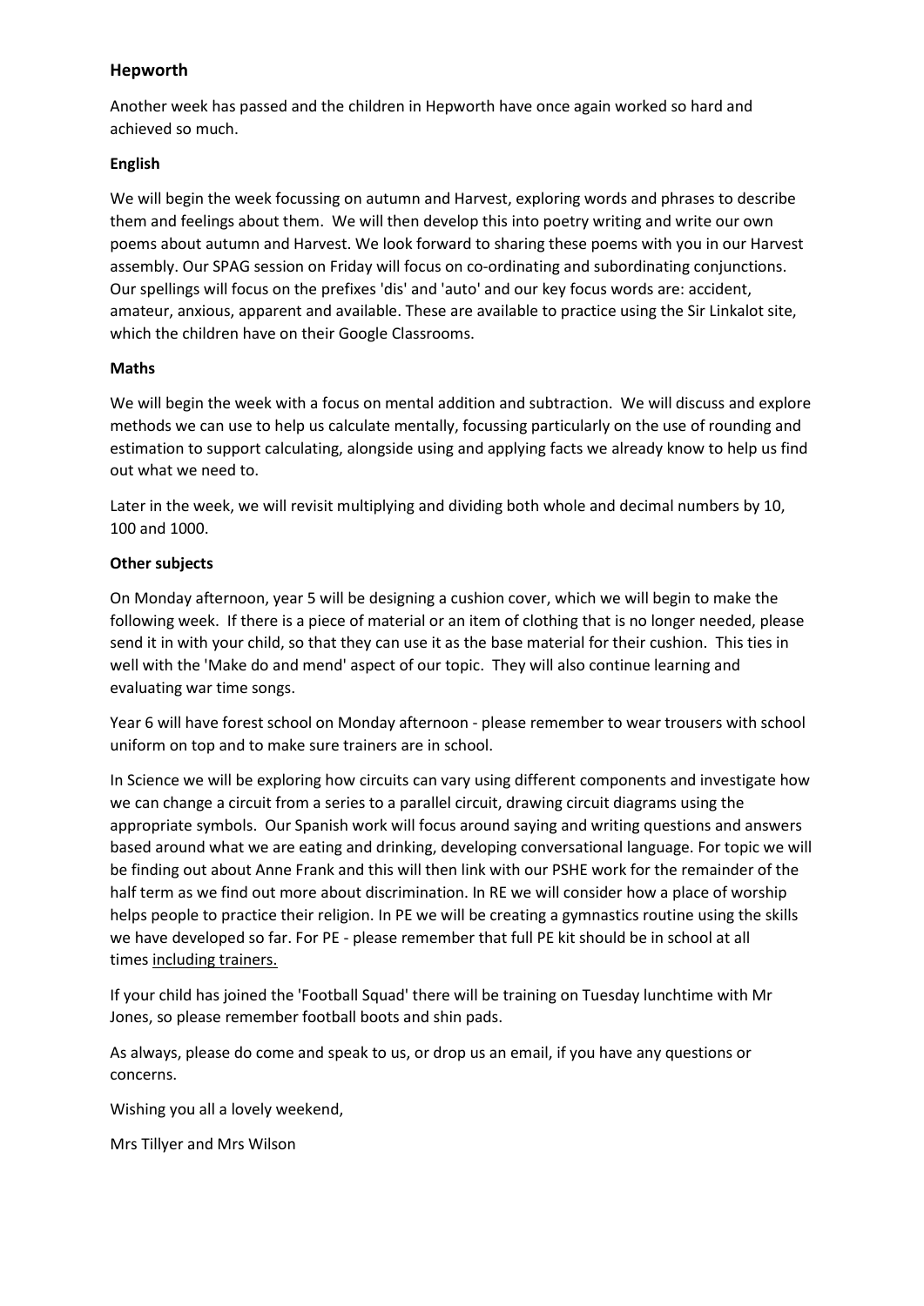## Hepworth

Another week has passed and the children in Hepworth have once again worked so hard and achieved so much.

### English

We will begin the week focussing on autumn and Harvest, exploring words and phrases to describe them and feelings about them. We will then develop this into poetry writing and write our own poems about autumn and Harvest. We look forward to sharing these poems with you in our Harvest assembly. Our SPAG session on Friday will focus on co-ordinating and subordinating conjunctions. Our spellings will focus on the prefixes 'dis' and 'auto' and our key focus words are: accident, amateur, anxious, apparent and available. These are available to practice using the Sir Linkalot site, which the children have on their Google Classrooms.

### Maths

We will begin the week with a focus on mental addition and subtraction. We will discuss and explore methods we can use to help us calculate mentally, focussing particularly on the use of rounding and estimation to support calculating, alongside using and applying facts we already know to help us find out what we need to.

Later in the week, we will revisit multiplying and dividing both whole and decimal numbers by 10, 100 and 1000.

### Other subjects

On Monday afternoon, year 5 will be designing a cushion cover, which we will begin to make the following week. If there is a piece of material or an item of clothing that is no longer needed, please send it in with your child, so that they can use it as the base material for their cushion. This ties in well with the 'Make do and mend' aspect of our topic. They will also continue learning and evaluating war time songs.

Year 6 will have forest school on Monday afternoon - please remember to wear trousers with school uniform on top and to make sure trainers are in school.

In Science we will be exploring how circuits can vary using different components and investigate how we can change a circuit from a series to a parallel circuit, drawing circuit diagrams using the appropriate symbols. Our Spanish work will focus around saying and writing questions and answers based around what we are eating and drinking, developing conversational language. For topic we will be finding out about Anne Frank and this will then link with our PSHE work for the remainder of the half term as we find out more about discrimination. In RE we will consider how a place of worship helps people to practice their religion. In PE we will be creating a gymnastics routine using the skills we have developed so far. For PE - please remember that full PE kit should be in school at all times <u>including trainers.</u>

If your child has joined the 'Football Squad' there will be training on Tuesday lunchtime with Mr Jones, so please remember football boots and shin pads.

As always, please do come and speak to us, or drop us an email, if you have any questions or concerns.

Wishing you all a lovely weekend,

Mrs Tillyer and Mrs Wilson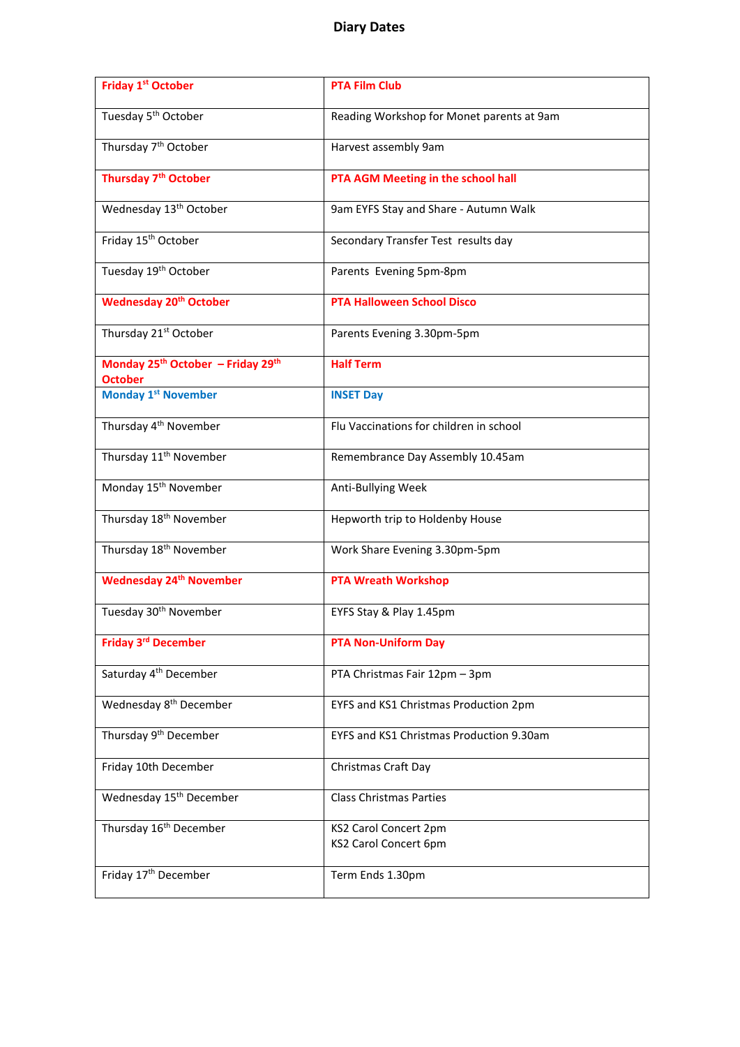# Diary Dates

| | |
|---|---|
| **Friday 1st October** | **PTA Film Club** |
| Tuesday 5th October | Reading Workshop for Monet parents at 9am |
| Thursday 7th October | Harvest assembly 9am |
| **Thursday 7th October** | **PTA AGM Meeting in the school hall** |
| Wednesday 13th October | 9am EYFS Stay and Share - Autumn Walk |
| Friday 15th October | Secondary Transfer Test results day |
| Tuesday 19th October | Parents Evening 5pm-8pm |
| **Wednesday 20th October** | **PTA Halloween School Disco** |
| Thursday 21st October | Parents Evening 3.30pm-5pm |
| **Monday 25th October – Friday 29th October** | **Half Term** |
| **Monday 1st November** | **INSET Day** |
| Thursday 4th November | Flu Vaccinations for children in school |
| Thursday 11th November | Remembrance Day Assembly 10.45am |
| Monday 15th November | Anti-Bullying Week |
| Thursday 18th November | Hepworth trip to Holdenby House |
| Thursday 18th November | Work Share Evening 3.30pm-5pm |
| **Wednesday 24th November** | **PTA Wreath Workshop** |
| Tuesday 30th November | EYFS Stay & Play 1.45pm |
| **Friday 3rd December** | **PTA Non-Uniform Day** |
| Saturday 4th December | PTA Christmas Fair 12pm – 3pm |
| Wednesday 8th December | EYFS and KS1 Christmas Production 2pm |
| Thursday 9th December | EYFS and KS1 Christmas Production 9.30am |
| Friday 10th December | Christmas Craft Day |
| Wednesday 15th December | Class Christmas Parties |
| Thursday 16th December | KS2 Carol Concert 2pm<br>KS2 Carol Concert 6pm |
| Friday 17th December | Term Ends 1.30pm |